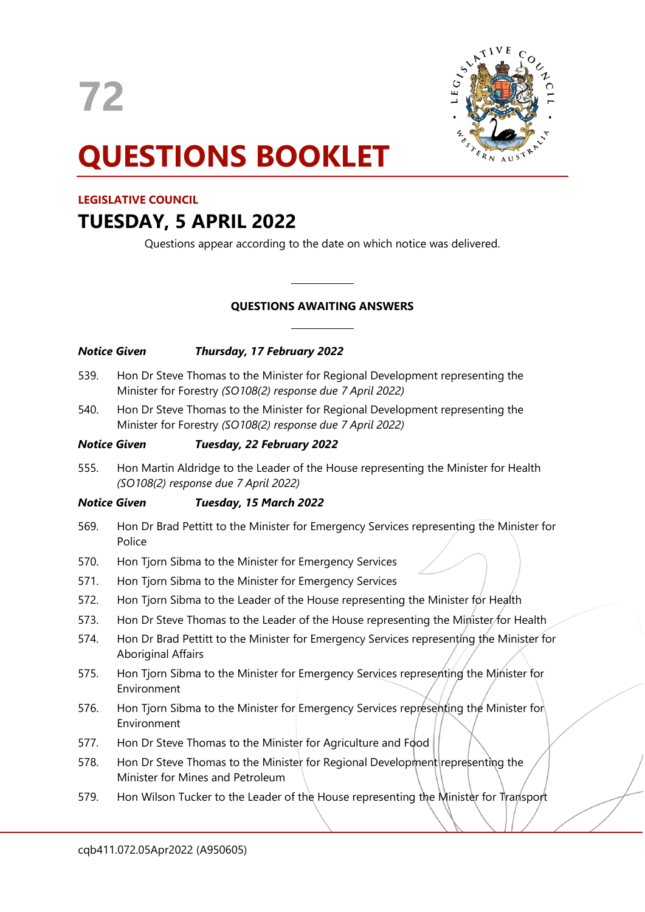# 72

# QUESTIONS BOOKLET

**LEGISLATIVE COUNCIL**

## TUESDAY, 5 APRIL 2022

Questions appear according to the date on which notice was delivered.

---

**QUESTIONS AWAITING ANSWERS**

---

***Notice Given Thursday, 17 February 2022***

539. Hon Dr Steve Thomas to the Minister for Regional Development representing the Minister for Forestry *(SO108(2) response due 7 April 2022)*
540. Hon Dr Steve Thomas to the Minister for Regional Development representing the Minister for Forestry *(SO108(2) response due 7 April 2022)*

***Notice Given Tuesday, 22 February 2022***

555. Hon Martin Aldridge to the Leader of the House representing the Minister for Health *(SO108(2) response due 7 April 2022)*

***Notice Given Tuesday, 15 March 2022***

569. Hon Dr Brad Pettitt to the Minister for Emergency Services representing the Minister for Police
570. Hon Tjorn Sibma to the Minister for Emergency Services
571. Hon Tjorn Sibma to the Minister for Emergency Services
572. Hon Tjorn Sibma to the Leader of the House representing the Minister for Health
573. Hon Dr Steve Thomas to the Leader of the House representing the Minister for Health
574. Hon Dr Brad Pettitt to the Minister for Emergency Services representing the Minister for Aboriginal Affairs
575. Hon Tjorn Sibma to the Minister for Emergency Services representing the Minister for Environment
576. Hon Tjorn Sibma to the Minister for Emergency Services representing the Minister for Environment
577. Hon Dr Steve Thomas to the Minister for Agriculture and Food
578. Hon Dr Steve Thomas to the Minister for Regional Development representing the Minister for Mines and Petroleum
579. Hon Wilson Tucker to the Leader of the House representing the Minister for Transport

cqb411.072.05Apr2022 (A950605)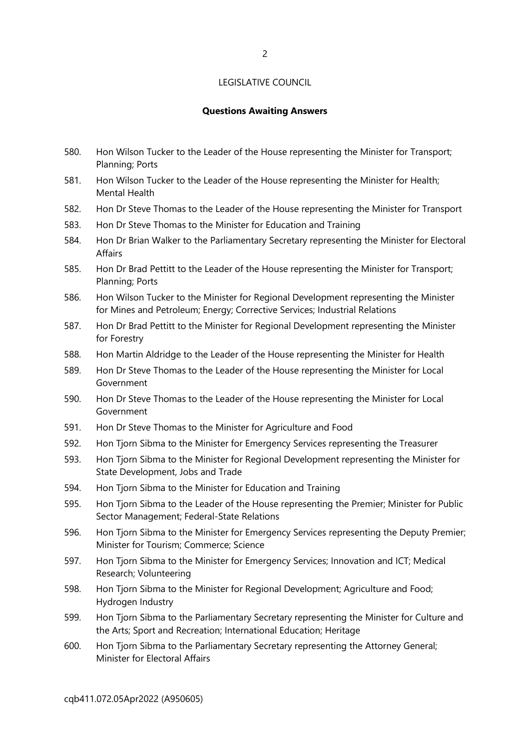LEGISLATIVE COUNCIL

**Questions Awaiting Answers**

580. Hon Wilson Tucker to the Leader of the House representing the Minister for Transport; Planning; Ports
581. Hon Wilson Tucker to the Leader of the House representing the Minister for Health; Mental Health
582. Hon Dr Steve Thomas to the Leader of the House representing the Minister for Transport
583. Hon Dr Steve Thomas to the Minister for Education and Training
584. Hon Dr Brian Walker to the Parliamentary Secretary representing the Minister for Electoral Affairs
585. Hon Dr Brad Pettitt to the Leader of the House representing the Minister for Transport; Planning; Ports
586. Hon Wilson Tucker to the Minister for Regional Development representing the Minister for Mines and Petroleum; Energy; Corrective Services; Industrial Relations
587. Hon Dr Brad Pettitt to the Minister for Regional Development representing the Minister for Forestry
588. Hon Martin Aldridge to the Leader of the House representing the Minister for Health
589. Hon Dr Steve Thomas to the Leader of the House representing the Minister for Local Government
590. Hon Dr Steve Thomas to the Leader of the House representing the Minister for Local Government
591. Hon Dr Steve Thomas to the Minister for Agriculture and Food
592. Hon Tjorn Sibma to the Minister for Emergency Services representing the Treasurer
593. Hon Tjorn Sibma to the Minister for Regional Development representing the Minister for State Development, Jobs and Trade
594. Hon Tjorn Sibma to the Minister for Education and Training
595. Hon Tjorn Sibma to the Leader of the House representing the Premier; Minister for Public Sector Management; Federal-State Relations
596. Hon Tjorn Sibma to the Minister for Emergency Services representing the Deputy Premier; Minister for Tourism; Commerce; Science
597. Hon Tjorn Sibma to the Minister for Emergency Services; Innovation and ICT; Medical Research; Volunteering
598. Hon Tjorn Sibma to the Minister for Regional Development; Agriculture and Food; Hydrogen Industry
599. Hon Tjorn Sibma to the Parliamentary Secretary representing the Minister for Culture and the Arts; Sport and Recreation; International Education; Heritage
600. Hon Tjorn Sibma to the Parliamentary Secretary representing the Attorney General; Minister for Electoral Affairs

cqb411.072.05Apr2022 (A950605)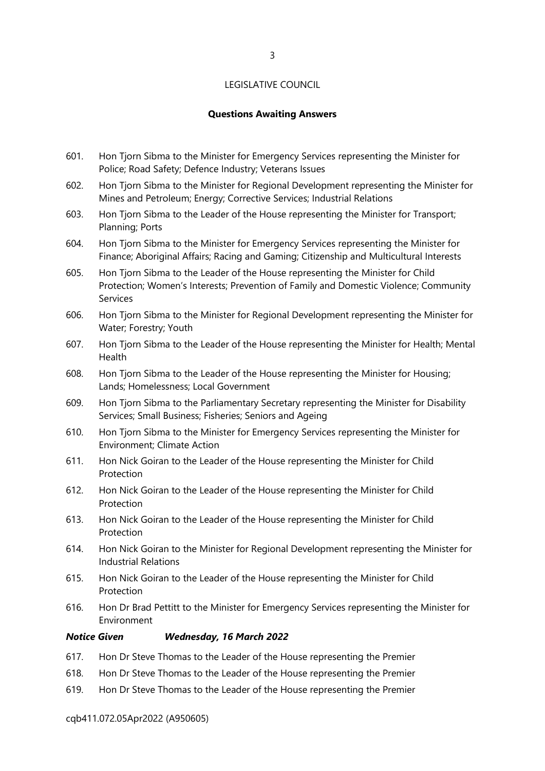LEGISLATIVE COUNCIL

**Questions Awaiting Answers**

601. Hon Tjorn Sibma to the Minister for Emergency Services representing the Minister for Police; Road Safety; Defence Industry; Veterans Issues
602. Hon Tjorn Sibma to the Minister for Regional Development representing the Minister for Mines and Petroleum; Energy; Corrective Services; Industrial Relations
603. Hon Tjorn Sibma to the Leader of the House representing the Minister for Transport; Planning; Ports
604. Hon Tjorn Sibma to the Minister for Emergency Services representing the Minister for Finance; Aboriginal Affairs; Racing and Gaming; Citizenship and Multicultural Interests
605. Hon Tjorn Sibma to the Leader of the House representing the Minister for Child Protection; Women's Interests; Prevention of Family and Domestic Violence; Community Services
606. Hon Tjorn Sibma to the Minister for Regional Development representing the Minister for Water; Forestry; Youth
607. Hon Tjorn Sibma to the Leader of the House representing the Minister for Health; Mental Health
608. Hon Tjorn Sibma to the Leader of the House representing the Minister for Housing; Lands; Homelessness; Local Government
609. Hon Tjorn Sibma to the Parliamentary Secretary representing the Minister for Disability Services; Small Business; Fisheries; Seniors and Ageing
610. Hon Tjorn Sibma to the Minister for Emergency Services representing the Minister for Environment; Climate Action
611. Hon Nick Goiran to the Leader of the House representing the Minister for Child Protection
612. Hon Nick Goiran to the Leader of the House representing the Minister for Child Protection
613. Hon Nick Goiran to the Leader of the House representing the Minister for Child Protection
614. Hon Nick Goiran to the Minister for Regional Development representing the Minister for Industrial Relations
615. Hon Nick Goiran to the Leader of the House representing the Minister for Child Protection
616. Hon Dr Brad Pettitt to the Minister for Emergency Services representing the Minister for Environment

***Notice Given Wednesday, 16 March 2022***

617. Hon Dr Steve Thomas to the Leader of the House representing the Premier
618. Hon Dr Steve Thomas to the Leader of the House representing the Premier
619. Hon Dr Steve Thomas to the Leader of the House representing the Premier

cqb411.072.05Apr2022 (A950605)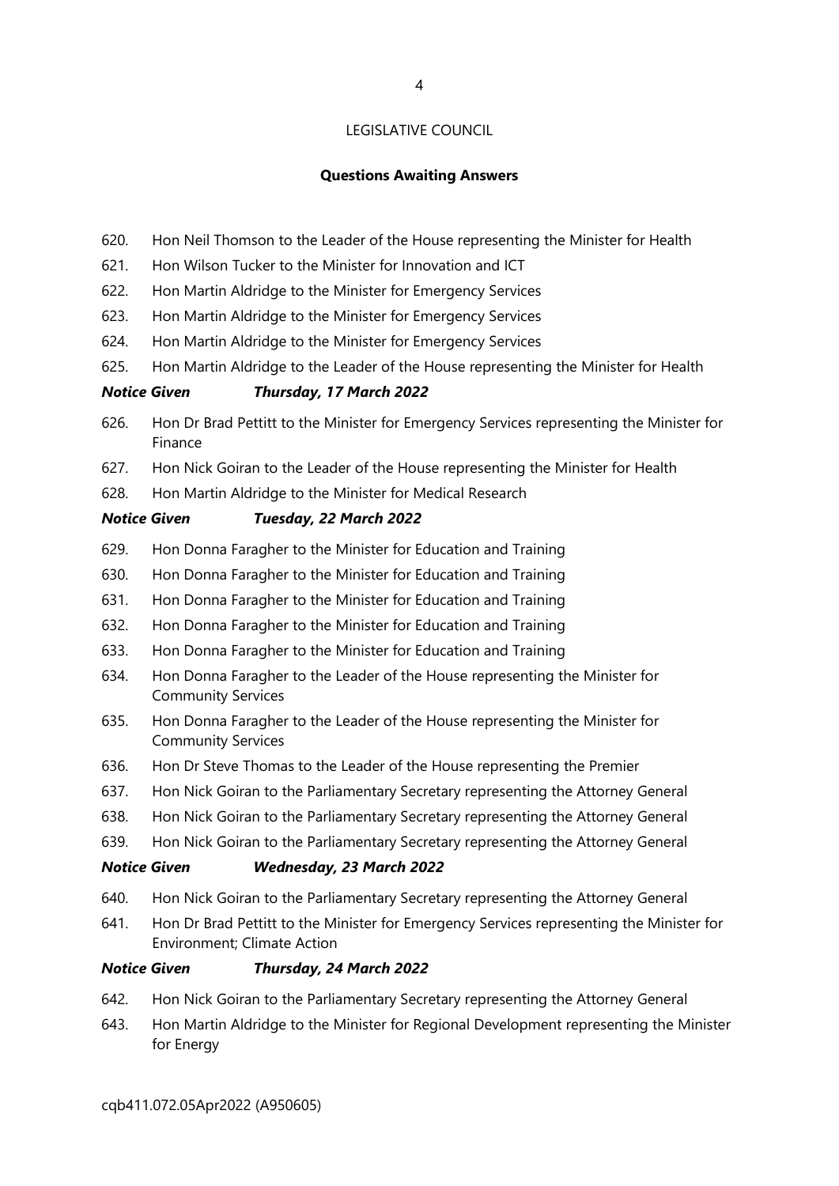LEGISLATIVE COUNCIL

**Questions Awaiting Answers**

620. Hon Neil Thomson to the Leader of the House representing the Minister for Health
621. Hon Wilson Tucker to the Minister for Innovation and ICT
622. Hon Martin Aldridge to the Minister for Emergency Services
623. Hon Martin Aldridge to the Minister for Emergency Services
624. Hon Martin Aldridge to the Minister for Emergency Services
625. Hon Martin Aldridge to the Leader of the House representing the Minister for Health

***Notice Given Thursday, 17 March 2022***

626. Hon Dr Brad Pettitt to the Minister for Emergency Services representing the Minister for Finance
627. Hon Nick Goiran to the Leader of the House representing the Minister for Health
628. Hon Martin Aldridge to the Minister for Medical Research

***Notice Given Tuesday, 22 March 2022***

629. Hon Donna Faragher to the Minister for Education and Training
630. Hon Donna Faragher to the Minister for Education and Training
631. Hon Donna Faragher to the Minister for Education and Training
632. Hon Donna Faragher to the Minister for Education and Training
633. Hon Donna Faragher to the Minister for Education and Training
634. Hon Donna Faragher to the Leader of the House representing the Minister for Community Services
635. Hon Donna Faragher to the Leader of the House representing the Minister for Community Services
636. Hon Dr Steve Thomas to the Leader of the House representing the Premier
637. Hon Nick Goiran to the Parliamentary Secretary representing the Attorney General
638. Hon Nick Goiran to the Parliamentary Secretary representing the Attorney General
639. Hon Nick Goiran to the Parliamentary Secretary representing the Attorney General

***Notice Given Wednesday, 23 March 2022***

640. Hon Nick Goiran to the Parliamentary Secretary representing the Attorney General
641. Hon Dr Brad Pettitt to the Minister for Emergency Services representing the Minister for Environment; Climate Action

***Notice Given Thursday, 24 March 2022***

642. Hon Nick Goiran to the Parliamentary Secretary representing the Attorney General
643. Hon Martin Aldridge to the Minister for Regional Development representing the Minister for Energy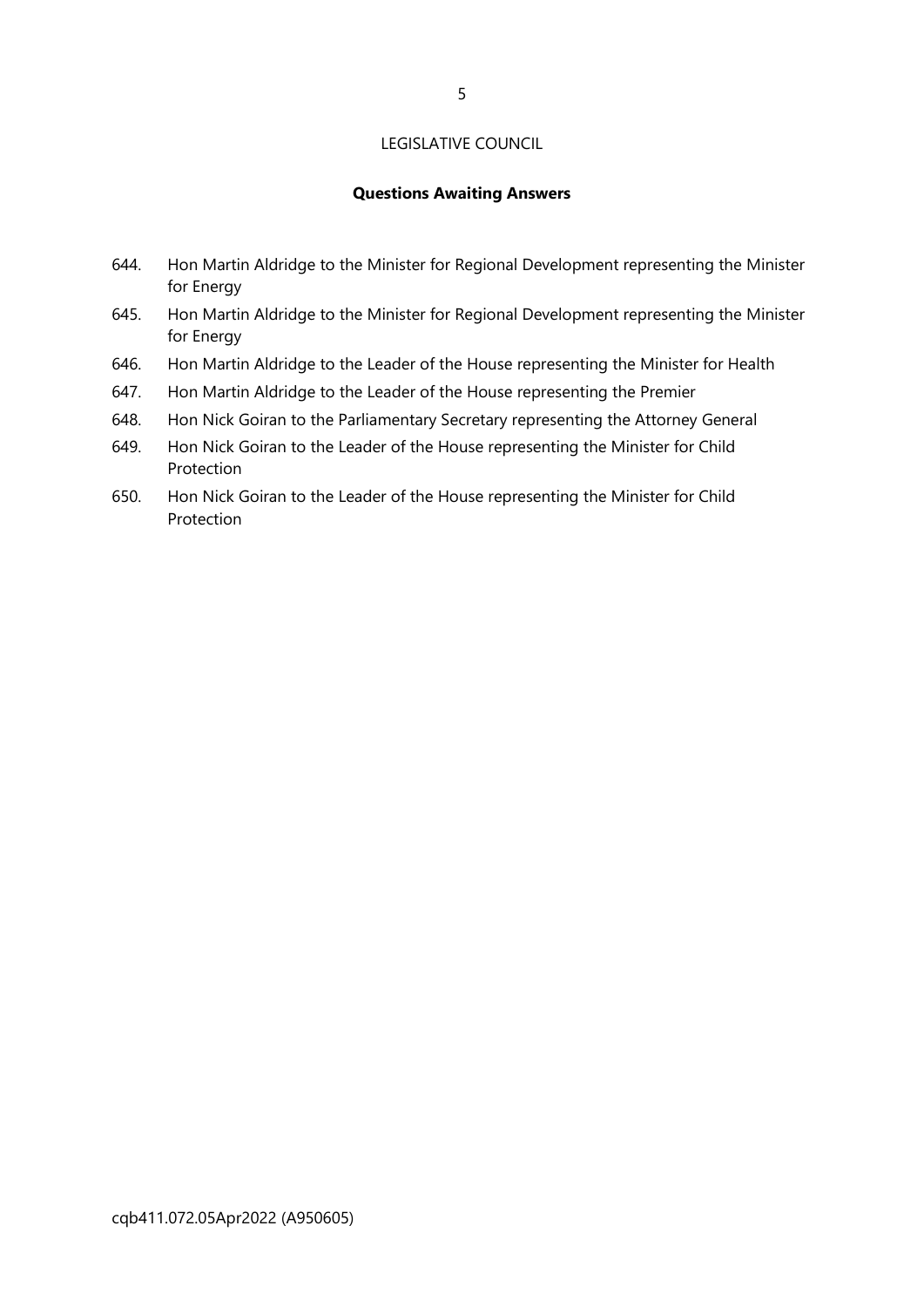LEGISLATIVE COUNCIL

**Questions Awaiting Answers**

644. Hon Martin Aldridge to the Minister for Regional Development representing the Minister for Energy
645. Hon Martin Aldridge to the Minister for Regional Development representing the Minister for Energy
646. Hon Martin Aldridge to the Leader of the House representing the Minister for Health
647. Hon Martin Aldridge to the Leader of the House representing the Premier
648. Hon Nick Goiran to the Parliamentary Secretary representing the Attorney General
649. Hon Nick Goiran to the Leader of the House representing the Minister for Child Protection
650. Hon Nick Goiran to the Leader of the House representing the Minister for Child Protection

cqb411.072.05Apr2022 (A950605)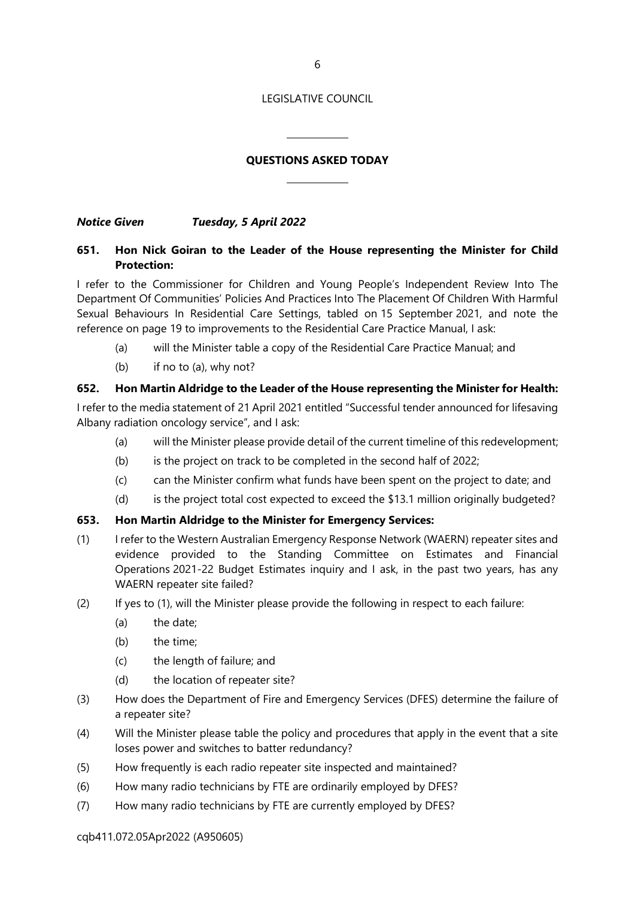LEGISLATIVE COUNCIL

## QUESTIONS ASKED TODAY

***Notice Given Tuesday, 5 April 2022***

**651. Hon Nick Goiran to the Leader of the House representing the Minister for Child Protection:**

I refer to the Commissioner for Children and Young People's Independent Review Into The Department Of Communities' Policies And Practices Into The Placement Of Children With Harmful Sexual Behaviours In Residential Care Settings, tabled on 15 September 2021, and note the reference on page 19 to improvements to the Residential Care Practice Manual, I ask:

(a) will the Minister table a copy of the Residential Care Practice Manual; and

(b) if no to (a), why not?

**652. Hon Martin Aldridge to the Leader of the House representing the Minister for Health:**

I refer to the media statement of 21 April 2021 entitled "Successful tender announced for lifesaving Albany radiation oncology service", and I ask:

(a) will the Minister please provide detail of the current timeline of this redevelopment;

(b) is the project on track to be completed in the second half of 2022;

(c) can the Minister confirm what funds have been spent on the project to date; and

(d) is the project total cost expected to exceed the $13.1 million originally budgeted?

**653. Hon Martin Aldridge to the Minister for Emergency Services:**

(1) I refer to the Western Australian Emergency Response Network (WAERN) repeater sites and evidence provided to the Standing Committee on Estimates and Financial Operations 2021-22 Budget Estimates inquiry and I ask, in the past two years, has any WAERN repeater site failed?

(2) If yes to (1), will the Minister please provide the following in respect to each failure:

(a) the date;

(b) the time;

(c) the length of failure; and

(d) the location of repeater site?

(3) How does the Department of Fire and Emergency Services (DFES) determine the failure of a repeater site?

(4) Will the Minister please table the policy and procedures that apply in the event that a site loses power and switches to batter redundancy?

(5) How frequently is each radio repeater site inspected and maintained?

(6) How many radio technicians by FTE are ordinarily employed by DFES?

(7) How many radio technicians by FTE are currently employed by DFES?

cqb411.072.05Apr2022 (A950605)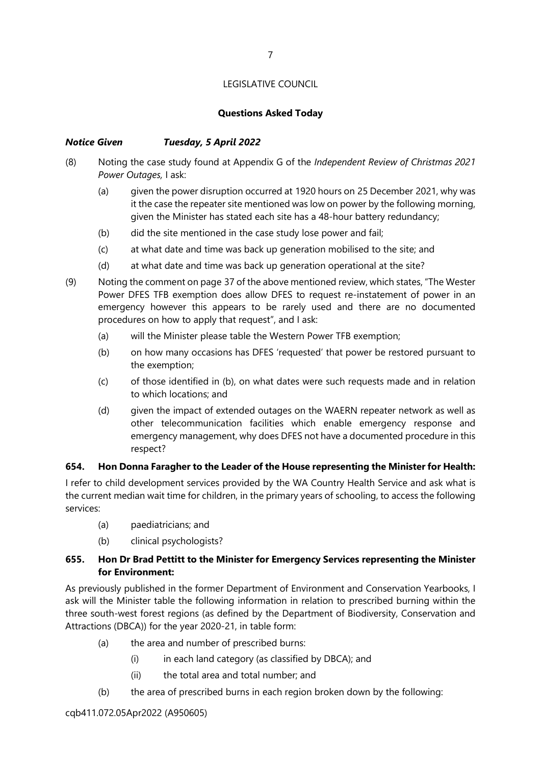LEGISLATIVE COUNCIL

**Questions Asked Today**

***Notice Given Tuesday, 5 April 2022***

(8) Noting the case study found at Appendix G of the *Independent Review of Christmas 2021 Power Outages,* I ask:

   (a) given the power disruption occurred at 1920 hours on 25 December 2021, why was it the case the repeater site mentioned was low on power by the following morning, given the Minister has stated each site has a 48-hour battery redundancy;

   (b) did the site mentioned in the case study lose power and fail;

   (c) at what date and time was back up generation mobilised to the site; and

   (d) at what date and time was back up generation operational at the site?

(9) Noting the comment on page 37 of the above mentioned review, which states, "The Wester Power DFES TFB exemption does allow DFES to request re-instatement of power in an emergency however this appears to be rarely used and there are no documented procedures on how to apply that request", and I ask:

   (a) will the Minister please table the Western Power TFB exemption;

   (b) on how many occasions has DFES 'requested' that power be restored pursuant to the exemption;

   (c) of those identified in (b), on what dates were such requests made and in relation to which locations; and

   (d) given the impact of extended outages on the WAERN repeater network as well as other telecommunication facilities which enable emergency response and emergency management, why does DFES not have a documented procedure in this respect?

**654. Hon Donna Faragher to the Leader of the House representing the Minister for Health:**

I refer to child development services provided by the WA Country Health Service and ask what is the current median wait time for children, in the primary years of schooling, to access the following services:

   (a) paediatricians; and

   (b) clinical psychologists?

**655. Hon Dr Brad Pettitt to the Minister for Emergency Services representing the Minister for Environment:**

As previously published in the former Department of Environment and Conservation Yearbooks, I ask will the Minister table the following information in relation to prescribed burning within the three south-west forest regions (as defined by the Department of Biodiversity, Conservation and Attractions (DBCA)) for the year 2020-21, in table form:

   (a) the area and number of prescribed burns:

      (i) in each land category (as classified by DBCA); and

      (ii) the total area and total number; and

   (b) the area of prescribed burns in each region broken down by the following:

cqb411.072.05Apr2022 (A950605)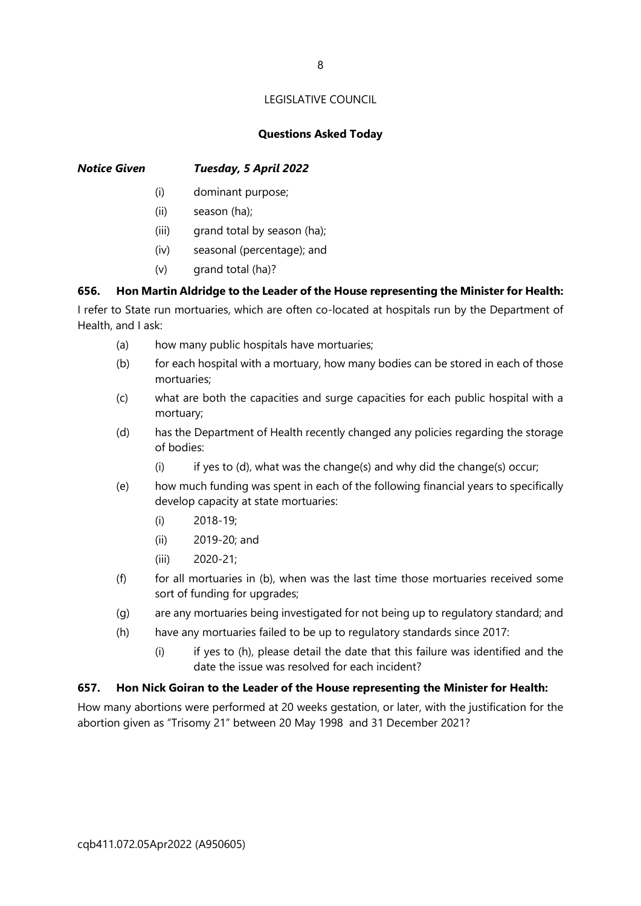LEGISLATIVE COUNCIL

**Questions Asked Today**

***Notice Given Tuesday, 5 April 2022***

- (i) dominant purpose;
- (ii) season (ha);
- (iii) grand total by season (ha);
- (iv) seasonal (percentage); and
- (v) grand total (ha)?

**656. Hon Martin Aldridge to the Leader of the House representing the Minister for Health:**

I refer to State run mortuaries, which are often co-located at hospitals run by the Department of Health, and I ask:

- (a) how many public hospitals have mortuaries;
- (b) for each hospital with a mortuary, how many bodies can be stored in each of those mortuaries;
- (c) what are both the capacities and surge capacities for each public hospital with a mortuary;
- (d) has the Department of Health recently changed any policies regarding the storage of bodies:
  - (i) if yes to (d), what was the change(s) and why did the change(s) occur;
- (e) how much funding was spent in each of the following financial years to specifically develop capacity at state mortuaries:
  - (i) 2018-19;
  - (ii) 2019-20; and
  - (iii) 2020-21;
- (f) for all mortuaries in (b), when was the last time those mortuaries received some sort of funding for upgrades;
- (g) are any mortuaries being investigated for not being up to regulatory standard; and
- (h) have any mortuaries failed to be up to regulatory standards since 2017:
  - (i) if yes to (h), please detail the date that this failure was identified and the date the issue was resolved for each incident?

**657. Hon Nick Goiran to the Leader of the House representing the Minister for Health:**

How many abortions were performed at 20 weeks gestation, or later, with the justification for the abortion given as "Trisomy 21" between 20 May 1998 and 31 December 2021?

cqb411.072.05Apr2022 (A950605)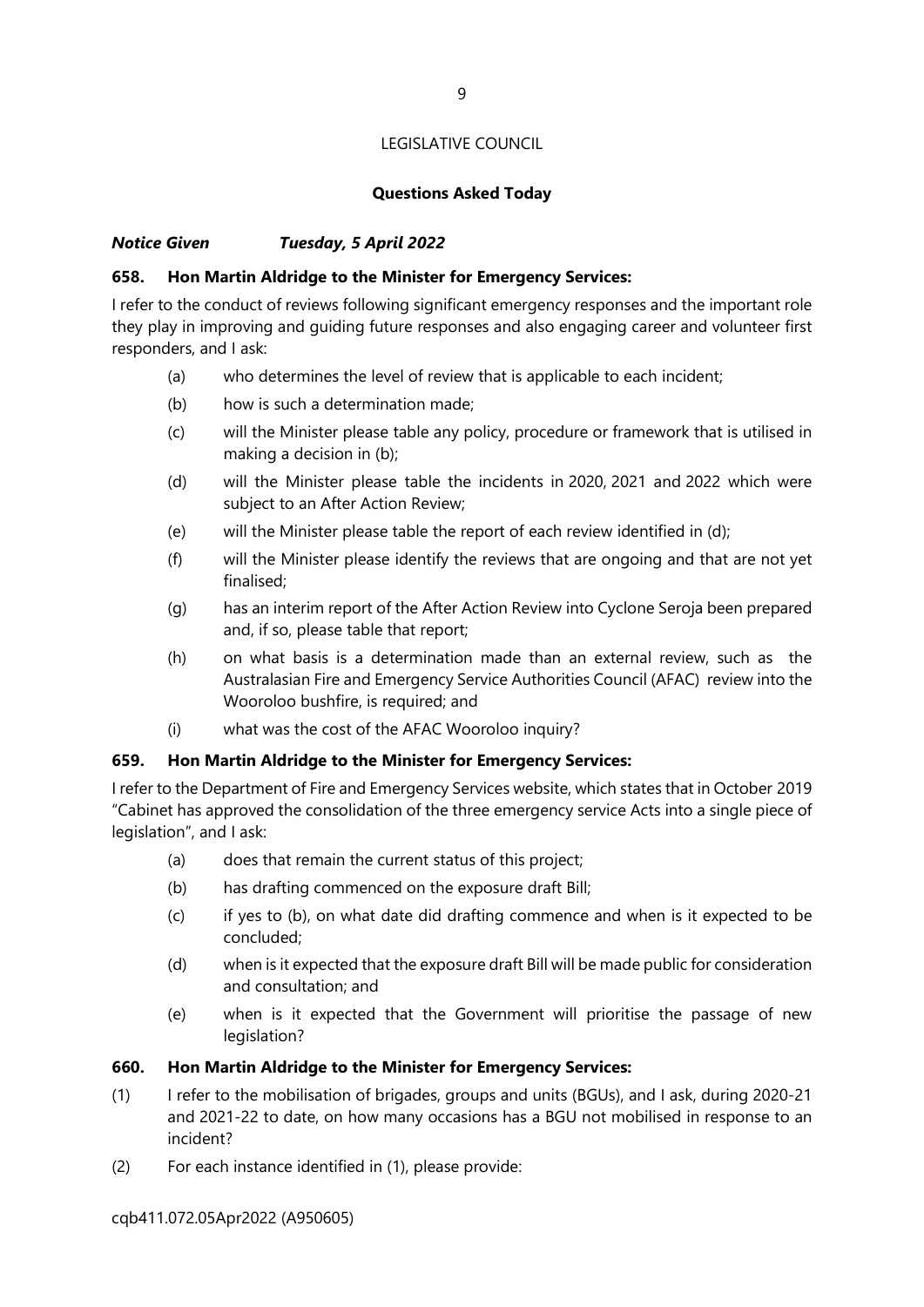LEGISLATIVE COUNCIL

**Questions Asked Today**

***Notice Given Tuesday, 5 April 2022***

**658. Hon Martin Aldridge to the Minister for Emergency Services:**

I refer to the conduct of reviews following significant emergency responses and the important role they play in improving and guiding future responses and also engaging career and volunteer first responders, and I ask:

- (a) who determines the level of review that is applicable to each incident;
- (b) how is such a determination made;
- (c) will the Minister please table any policy, procedure or framework that is utilised in making a decision in (b);
- (d) will the Minister please table the incidents in 2020, 2021 and 2022 which were subject to an After Action Review;
- (e) will the Minister please table the report of each review identified in (d);
- (f) will the Minister please identify the reviews that are ongoing and that are not yet finalised;
- (g) has an interim report of the After Action Review into Cyclone Seroja been prepared and, if so, please table that report;
- (h) on what basis is a determination made than an external review, such as the Australasian Fire and Emergency Service Authorities Council (AFAC) review into the Wooroloo bushfire, is required; and
- (i) what was the cost of the AFAC Wooroloo inquiry?

**659. Hon Martin Aldridge to the Minister for Emergency Services:**

I refer to the Department of Fire and Emergency Services website, which states that in October 2019 "Cabinet has approved the consolidation of the three emergency service Acts into a single piece of legislation", and I ask:

- (a) does that remain the current status of this project;
- (b) has drafting commenced on the exposure draft Bill;
- (c) if yes to (b), on what date did drafting commence and when is it expected to be concluded;
- (d) when is it expected that the exposure draft Bill will be made public for consideration and consultation; and
- (e) when is it expected that the Government will prioritise the passage of new legislation?

**660. Hon Martin Aldridge to the Minister for Emergency Services:**

(1) I refer to the mobilisation of brigades, groups and units (BGUs), and I ask, during 2020-21 and 2021-22 to date, on how many occasions has a BGU not mobilised in response to an incident?

(2) For each instance identified in (1), please provide:

cqb411.072.05Apr2022 (A950605)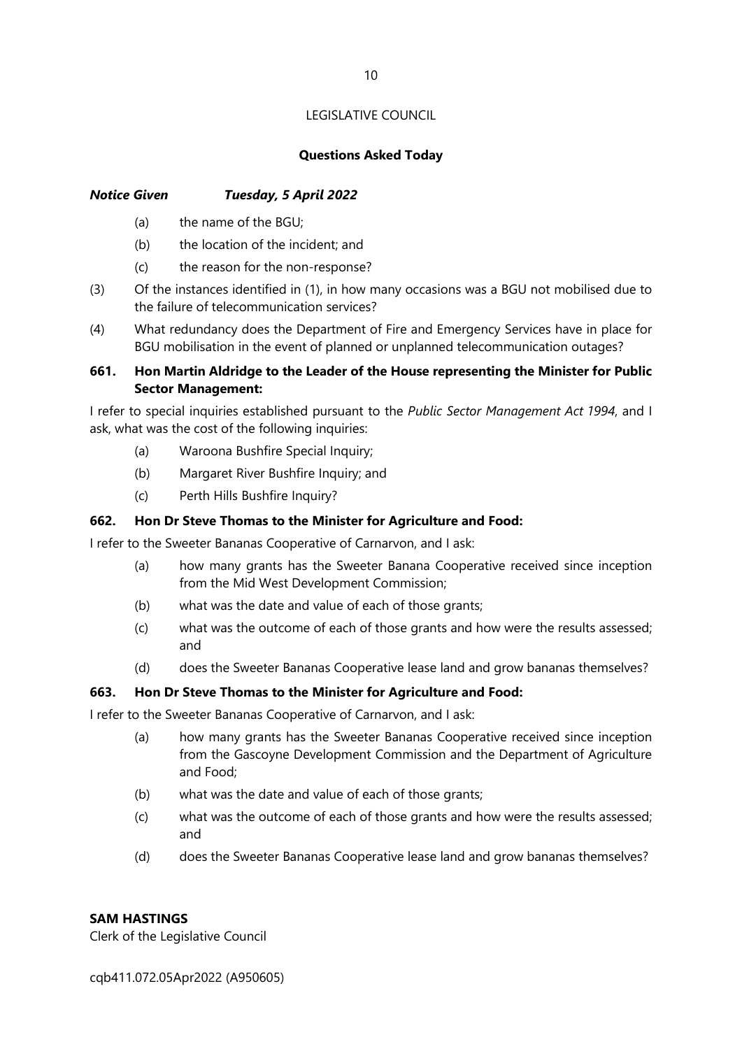LEGISLATIVE COUNCIL

**Questions Asked Today**

***Notice Given Tuesday, 5 April 2022***

(a) the name of the BGU;

(b) the location of the incident; and

(c) the reason for the non-response?

(3) Of the instances identified in (1), in how many occasions was a BGU not mobilised due to the failure of telecommunication services?

(4) What redundancy does the Department of Fire and Emergency Services have in place for BGU mobilisation in the event of planned or unplanned telecommunication outages?

**661. Hon Martin Aldridge to the Leader of the House representing the Minister for Public Sector Management:**

I refer to special inquiries established pursuant to the *Public Sector Management Act 1994*, and I ask, what was the cost of the following inquiries:

(a) Waroona Bushfire Special Inquiry;

(b) Margaret River Bushfire Inquiry; and

(c) Perth Hills Bushfire Inquiry?

**662. Hon Dr Steve Thomas to the Minister for Agriculture and Food:**

I refer to the Sweeter Bananas Cooperative of Carnarvon, and I ask:

(a) how many grants has the Sweeter Banana Cooperative received since inception from the Mid West Development Commission;

(b) what was the date and value of each of those grants;

(c) what was the outcome of each of those grants and how were the results assessed; and

(d) does the Sweeter Bananas Cooperative lease land and grow bananas themselves?

**663. Hon Dr Steve Thomas to the Minister for Agriculture and Food:**

I refer to the Sweeter Bananas Cooperative of Carnarvon, and I ask:

(a) how many grants has the Sweeter Bananas Cooperative received since inception from the Gascoyne Development Commission and the Department of Agriculture and Food;

(b) what was the date and value of each of those grants;

(c) what was the outcome of each of those grants and how were the results assessed; and

(d) does the Sweeter Bananas Cooperative lease land and grow bananas themselves?

**SAM HASTINGS**
Clerk of the Legislative Council

cqb411.072.05Apr2022 (A950605)